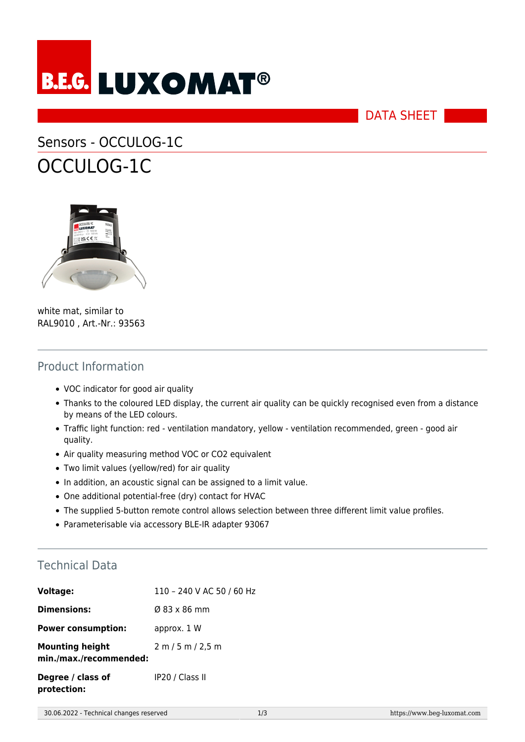DATA SHEET

Sensors - OCCULOG-1C

# OCCULOG-1C

white mat, similar to RAL9010 , Art.-Nr.: 93563

## Product Information

- VOC indicator for good air quality
- Thanks to the coloured LED display, the current air quality can be quickly recognised even from a distance by means of the LED colours.
- Traffic light function: red - ventilation mandatory, yellow - ventilation recommended, green - good air quality.
- Air quality measuring method VOC or CO2 equivalent
- Two limit values (yellow/red) for air quality
- In addition, an acoustic signal can be assigned to a limit value.
- One additional potential-free (dry) contact for HVAC
- The supplied 5-button remote control allows selection between three different limit value profiles.
- Parameterisable via accessory BLE-IR adapter 93067

## Technical Data

| | |
|---|---|
| **Voltage:** | 110 – 240 V AC 50 / 60 Hz |
| **Dimensions:** | Ø 83 x 86 mm |
| **Power consumption:** | approx. 1 W |
| **Mounting height min./max./recommended:** | 2 m / 5 m / 2,5 m |
| **Degree / class of protection:** | IP20 / Class II |

30.06.2022 - Technical changes reserved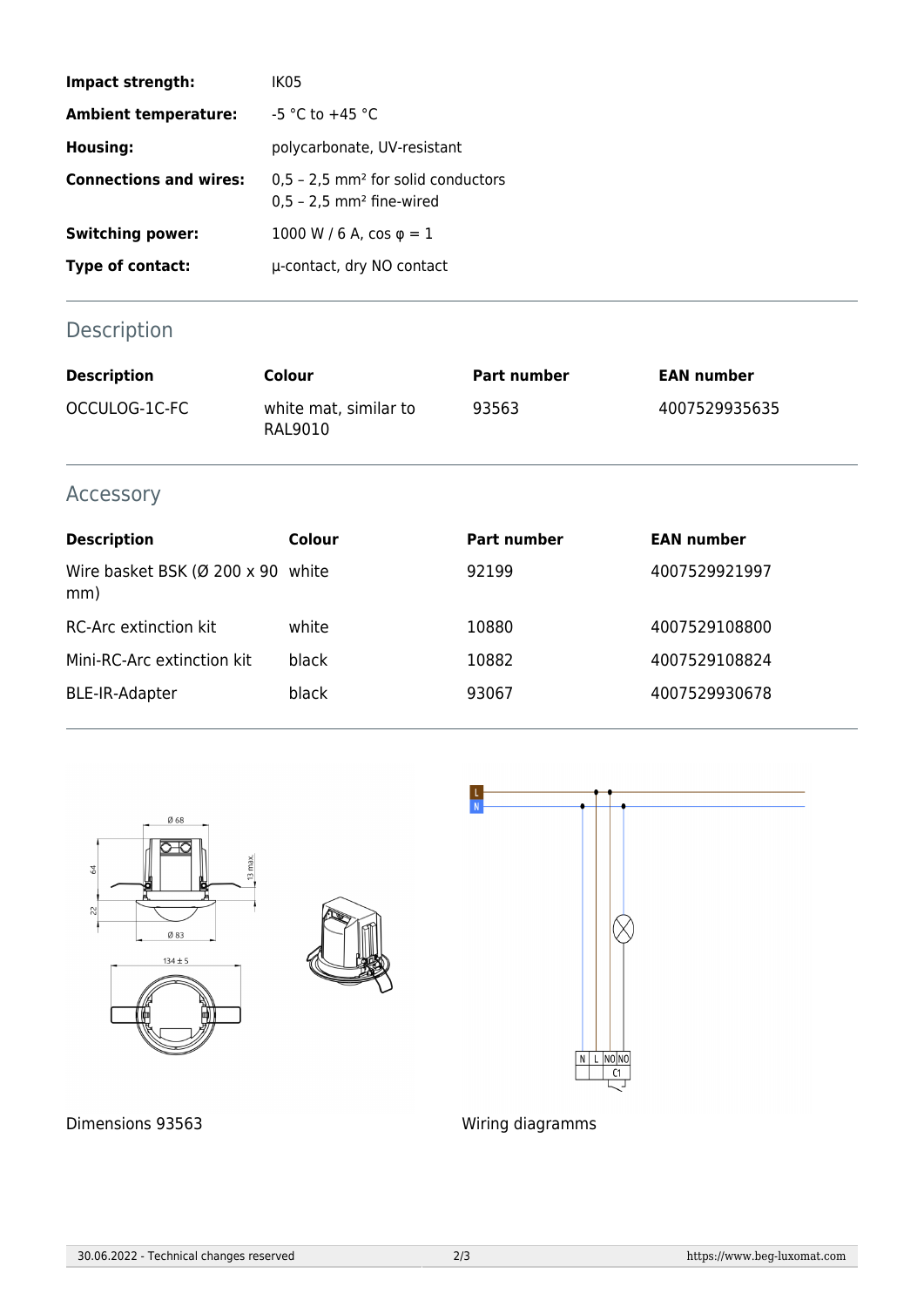| | |
|---|---|
| **Impact strength:** | IK05 |
| **Ambient temperature:** | -5 °C to +45 °C |
| **Housing:** | polycarbonate, UV-resistant |
| **Connections and wires:** | 0,5 – 2,5 mm² for solid conductors<br>0,5 – 2,5 mm² fine-wired |
| **Switching power:** | 1000 W / 6 A, cos φ = 1 |
| **Type of contact:** | µ-contact, dry NO contact |

## Description

| Description | Colour | Part number | EAN number |
|---|---|---|---|
| OCCULOG-1C-FC | white mat, similar to RAL9010 | 93563 | 4007529935635 |

## Accessory

| Description | Colour | Part number | EAN number |
|---|---|---|---|
| Wire basket BSK (Ø 200 x 90 mm) | white | 92199 | 4007529921997 |
| RC-Arc extinction kit | white | 10880 | 4007529108800 |
| Mini-RC-Arc extinction kit | black | 10882 | 4007529108824 |
| BLE-IR-Adapter | black | 93067 | 4007529930678 |

Dimensions 93563

Wiring diagramms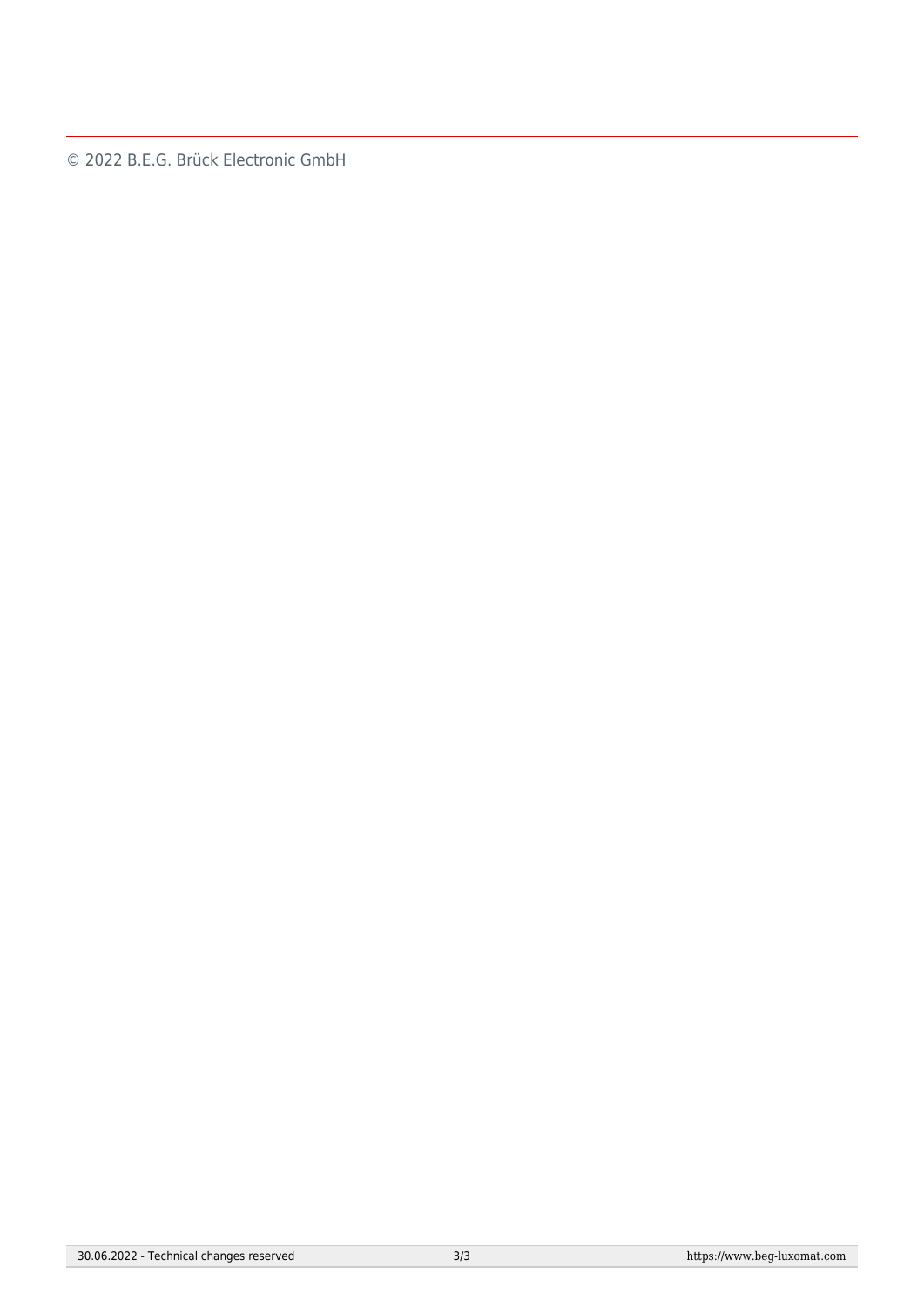© 2022 B.E.G. Brück Electronic GmbH